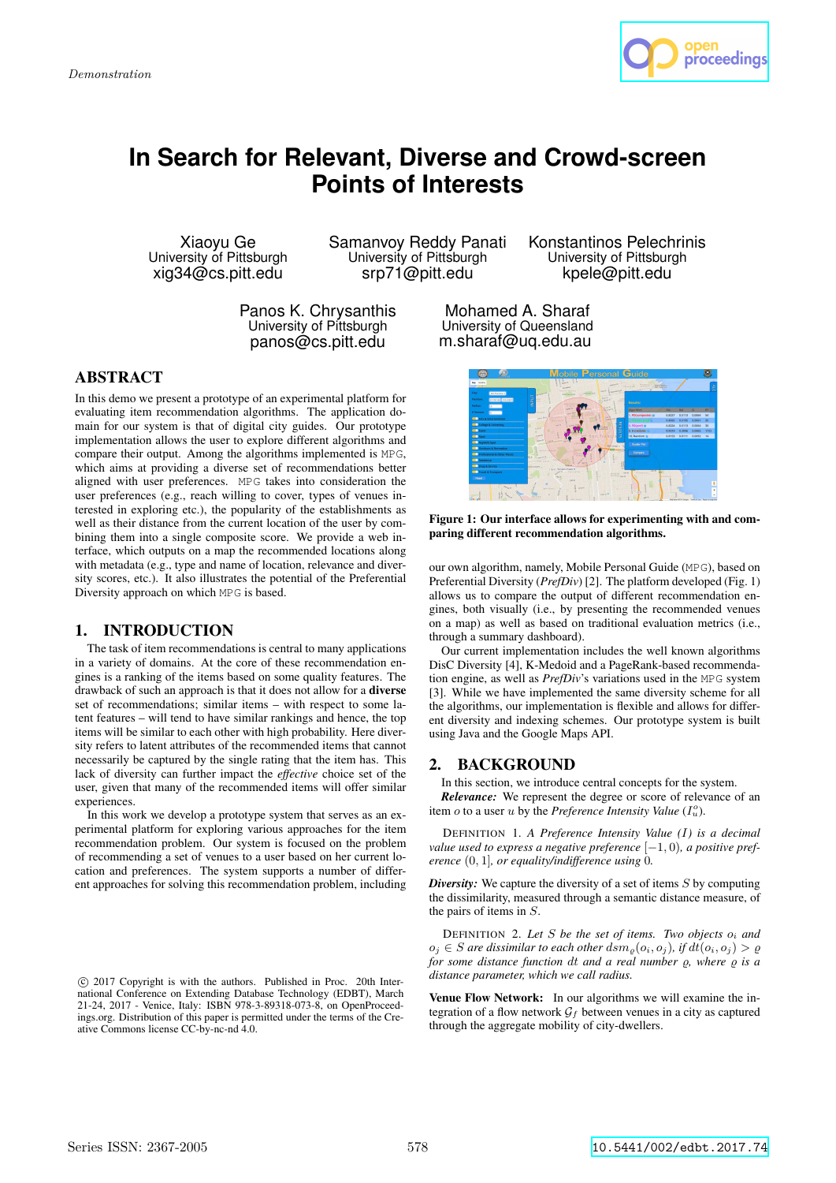Demonstration

# In Search for Relevant, Diverse and Crowd-screen Points of Interests

Xiaoyu Ge
University of Pittsburgh
xig34@cs.pitt.edu

Samanvoy Reddy Panati
University of Pittsburgh
srp71@pitt.edu

Konstantinos Pelechrinis
University of Pittsburgh
kpele@pitt.edu

Panos K. Chrysanthis
University of Pittsburgh
panos@cs.pitt.edu

Mohamed A. Sharaf
University of Queensland
m.sharaf@uq.edu.au

## ABSTRACT

In this demo we present a prototype of an experimental platform for evaluating item recommendation algorithms. The application domain for our system is that of digital city guides. Our prototype implementation allows the user to explore different algorithms and compare their output. Among the algorithms implemented is MPG, which aims at providing a diverse set of recommendations better aligned with user preferences. MPG takes into consideration the user preferences (e.g., reach willing to cover, types of venues interested in exploring etc.), the popularity of the establishments as well as their distance from the current location of the user by combining them into a single composite score. We provide a web interface, which outputs on a map the recommended locations along with metadata (e.g., type and name of location, relevance and diversity scores, etc.). It also illustrates the potential of the Preferential Diversity approach on which MPG is based.

## 1. INTRODUCTION

The task of item recommendations is central to many applications in a variety of domains. At the core of these recommendation engines is a ranking of the items based on some quality features. The drawback of such an approach is that it does not allow for a **diverse** set of recommendations; similar items – with respect to some latent features – will tend to have similar rankings and hence, the top items will be similar to each other with high probability. Here diversity refers to latent attributes of the recommended items that cannot necessarily be captured by the single rating that the item has. This lack of diversity can further impact the *effective* choice set of the user, given that many of the recommended items will offer similar experiences.

In this work we develop a prototype system that serves as an experimental platform for exploring various approaches for the item recommendation problem. Our system is focused on the problem of recommending a set of venues to a user based on her current location and preferences. The system supports a number of different approaches for solving this recommendation problem, including our own algorithm, namely, Mobile Personal Guide (MPG), based on Preferential Diversity (*PrefDiv*) [2]. The platform developed (Fig. 1) allows us to compare the output of different recommendation engines, both visually (i.e., by presenting the recommended venues on a map) as well as based on traditional evaluation metrics (i.e., through a summary dashboard).

© 2017 Copyright is with the authors. Published in Proc. 20th International Conference on Extending Database Technology (EDBT), March 21-24, 2017 - Venice, Italy: ISBN 978-3-89318-073-8, on OpenProceedings.org. Distribution of this paper is permitted under the terms of the Creative Commons license CC-by-nc-nd 4.0.

**Figure 1: Our interface allows for experimenting with and comparing different recommendation algorithms.**

Our current implementation includes the well known algorithms DisC Diversity [4], K-Medoid and a PageRank-based recommendation engine, as well as *PrefDiv*'s variations used in the MPG system [3]. While we have implemented the same diversity scheme for all the algorithms, our implementation is flexible and allows for different diversity and indexing schemes. Our prototype system is built using Java and the Google Maps API.

## 2. BACKGROUND

In this section, we introduce central concepts for the system.

***Relevance:*** We represent the degree or score of relevance of an item $o$ to a user $u$ by the *Preference Intensity Value* ($I_u^o$).

DEFINITION 1. *A Preference Intensity Value (I) is a decimal value used to express a negative preference* $[-1, 0)$*, a positive preference* $(0, 1]$*, or equality/indifference using* $0$.

***Diversity:*** We capture the diversity of a set of items $S$ by computing the dissimilarity, measured through a semantic distance measure, of the pairs of items in $S$.

DEFINITION 2. *Let* $S$ *be the set of items. Two objects* $o_i$ *and* $o_j \in S$ *are dissimilar to each other* $dsm_\varrho(o_i, o_j)$*, if* $dt(o_i, o_j) > \varrho$ *for some distance function* $dt$ *and a real number* $\varrho$*, where* $\varrho$ *is a distance parameter, which we call radius.*

**Venue Flow Network:** In our algorithms we will examine the integration of a flow network $\mathcal{G}_f$ between venues in a city as captured through the aggregate mobility of city-dwellers.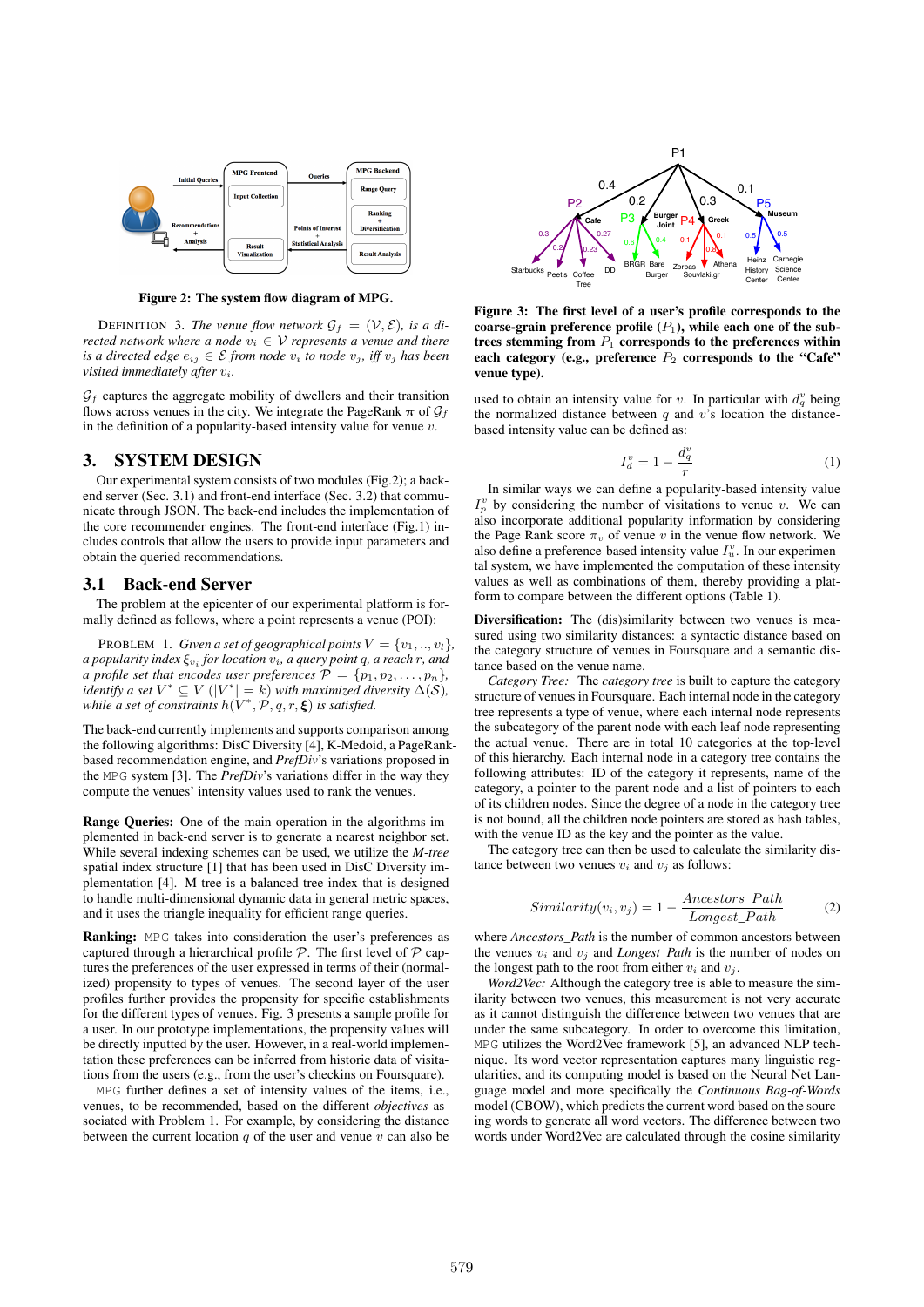**Figure 2: The system flow diagram of MPG.**

DEFINITION 3. *The venue flow network $\mathcal{G}_f = (\mathcal{V}, \mathcal{E})$, is a directed network where a node $v_i \in \mathcal{V}$ represents a venue and there is a directed edge $e_{ij} \in \mathcal{E}$ from node $v_i$ to node $v_j$, iff $v_j$ has been visited immediately after $v_i$.*

$\mathcal{G}_f$ captures the aggregate mobility of dwellers and their transition flows across venues in the city. We integrate the PageRank $\boldsymbol{\pi}$ of $\mathcal{G}_f$ in the definition of a popularity-based intensity value for venue $v$.

## 3. SYSTEM DESIGN

Our experimental system consists of two modules (Fig.2); a back-end server (Sec. 3.1) and front-end interface (Sec. 3.2) that communicate through JSON. The back-end includes the implementation of the core recommender engines. The front-end interface (Fig.1) includes controls that allow the users to provide input parameters and obtain the queried recommendations.

### 3.1 Back-end Server

The problem at the epicenter of our experimental platform is formally defined as follows, where a point represents a venue (POI):

PROBLEM 1. *Given a set of geographical points $V = \{v_1, .., v_l\}$, a popularity index $\xi_{v_i}$ for location $v_i$, a query point $q$, a reach $r$, and a profile set that encodes user preferences $\mathcal{P} = \{p_1, p_2, \ldots, p_n\}$, identify a set $V^* \subseteq V$ ($|V^*| = k$) with maximized diversity $\Delta(\mathcal{S})$, while a set of constraints $h(V^*, \mathcal{P}, q, r, \boldsymbol{\xi})$ is satisfied.*

The back-end currently implements and supports comparison among the following algorithms: DisC Diversity [4], K-Medoid, a PageRank-based recommendation engine, and *PrefDiv*'s variations proposed in the MPG system [3]. The *PrefDiv*'s variations differ in the way they compute the venues' intensity values used to rank the venues.

**Range Queries:** One of the main operation in the algorithms implemented in back-end server is to generate a nearest neighbor set. While several indexing schemes can be used, we utilize the *M-tree* spatial index structure [1] that has been used in DisC Diversity implementation [4]. M-tree is a balanced tree index that is designed to handle multi-dimensional dynamic data in general metric spaces, and it uses the triangle inequality for efficient range queries.

**Ranking:** MPG takes into consideration the user's preferences as captured through a hierarchical profile $\mathcal{P}$. The first level of $\mathcal{P}$ captures the preferences of the user expressed in terms of their (normalized) propensity to types of venues. The second layer of the user profiles further provides the propensity for specific establishments for the different types of venues. Fig. 3 presents a sample profile for a user. In our prototype implementations, the propensity values will be directly inputted by the user. However, in a real-world implementation these preferences can be inferred from historic data of visitations from the users (e.g., from the user's checkins on Foursquare).

MPG further defines a set of intensity values of the items, i.e., venues, to be recommended, based on the different *objectives* associated with Problem 1. For example, by considering the distance between the current location $q$ of the user and venue $v$ can also be used to obtain an intensity value for $v$. In particular with $d^v_q$ being the normalized distance between $q$ and $v$'s location the distance-based intensity value can be defined as:

$$I^v_d = 1 - \frac{d^v_q}{r} \tag{1}$$

In similar ways we can define a popularity-based intensity value $I^v_p$ by considering the number of visitations to venue $v$. We can also incorporate additional popularity information by considering the Page Rank score $\pi_v$ of venue $v$ in the venue flow network. We also define a preference-based intensity value $I^v_u$. In our experimental system, we have implemented the computation of these intensity values as well as combinations of them, thereby providing a platform to compare between the different options (Table 1).

**Figure 3: The first level of a user's profile corresponds to the coarse-grain preference profile ($P_1$), while each one of the subtrees stemming from $P_1$ corresponds to the preferences within each category (e.g., preference $P_2$ corresponds to the "Cafe" venue type).**

**Diversification:** The (dis)similarity between two venues is measured using two similarity distances: a syntactic distance based on the category structure of venues in Foursquare and a semantic distance based on the venue name.

*Category Tree:* The *category tree* is built to capture the category structure of venues in Foursquare. Each internal node in the category tree represents a type of venue, where each internal node represents the subcategory of the parent node with each leaf node representing the actual venue. There are in total 10 categories at the top-level of this hierarchy. Each internal node in a category tree contains the following attributes: ID of the category it represents, name of the category, a pointer to the parent node and a list of pointers to each of its children nodes. Since the degree of a node in the category tree is not bound, all the children node pointers are stored as hash tables, with the venue ID as the key and the pointer as the value.

The category tree can then be used to calculate the similarity distance between two venues $v_i$ and $v_j$ as follows:

$$Similarity(v_i, v_j) = 1 - \frac{Ancestors\_Path}{Longest\_Path} \tag{2}$$

where *Ancestors_Path* is the number of common ancestors between the venues $v_i$ and $v_j$ and *Longest_Path* is the number of nodes on the longest path to the root from either $v_i$ and $v_j$.

*Word2Vec:* Although the category tree is able to measure the similarity between two venues, this measurement is not very accurate as it cannot distinguish the difference between two venues that are under the same subcategory. In order to overcome this limitation, MPG utilizes the Word2Vec framework [5], an advanced NLP technique. Its word vector representation captures many linguistic regularities, and its computing model is based on the Neural Net Language model and more specifically the *Continuous Bag-of-Words* model (CBOW), which predicts the current word based on the sourcing words to generate all word vectors. The difference between two words under Word2Vec are calculated through the cosine similarity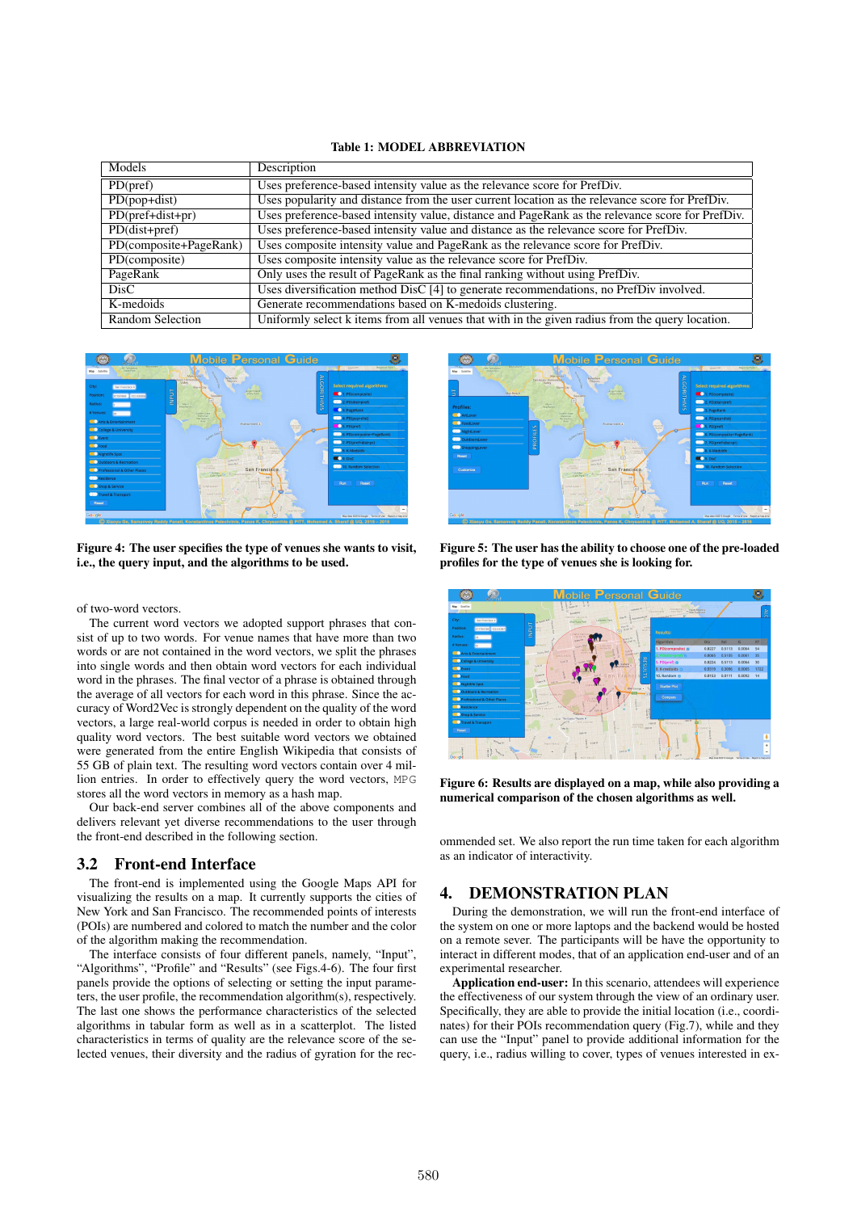**Table 1: MODEL ABBREVIATION**

| Models | Description |
|---|---|
| PD(pref) | Uses preference-based intensity value as the relevance score for PrefDiv. |
| PD(pop+dist) | Uses popularity and distance from the user current location as the relevance score for PrefDiv. |
| PD(pref+dist+pr) | Uses preference-based intensity value, distance and PageRank as the relevance score for PrefDiv. |
| PD(dist+pref) | Uses preference-based intensity value and distance as the relevance score for PrefDiv. |
| PD(composite+PageRank) | Uses composite intensity value and PageRank as the relevance score for PrefDiv. |
| PD(composite) | Uses composite intensity value as the relevance score for PrefDiv. |
| PageRank | Only uses the result of PageRank as the final ranking without using PrefDiv. |
| DisC | Uses diversification method DisC [4] to generate recommendations, no PrefDiv involved. |
| K-medoids | Generate recommendations based on K-medoids clustering. |
| Random Selection | Uniformly select k items from all venues that with in the given radius from the query location. |

**Figure 4: The user specifies the type of venues she wants to visit, i.e., the query input, and the algorithms to be used.**

**Figure 5: The user has the ability to choose one of the pre-loaded profiles for the type of venues she is looking for.**

**Figure 6: Results are displayed on a map, while also providing a numerical comparison of the chosen algorithms as well.**

of two-word vectors.

The current word vectors we adopted support phrases that consist of up to two words. For venue names that have more than two words or are not contained in the word vectors, we split the phrases into single words and then obtain word vectors for each individual word in the phrases. The final vector of a phrase is obtained through the average of all vectors for each word in this phrase. Since the accuracy of Word2Vec is strongly dependent on the quality of the word vectors, a large real-world corpus is needed in order to obtain high quality word vectors. The best suitable word vectors we obtained were generated from the entire English Wikipedia that consists of 55 GB of plain text. The resulting word vectors contain over 4 million entries. In order to effectively query the word vectors, MPG stores all the word vectors in memory as a hash map.

Our back-end server combines all of the above components and delivers relevant yet diverse recommendations to the user through the front-end described in the following section.

## 3.2 Front-end Interface

The front-end is implemented using the Google Maps API for visualizing the results on a map. It currently supports the cities of New York and San Francisco. The recommended points of interests (POIs) are numbered and colored to match the number and the color of the algorithm making the recommendation.

The interface consists of four different panels, namely, "Input", "Algorithms", "Profile" and "Results" (see Figs.4-6). The four first panels provide the options of selecting or setting the input parameters, the user profile, the recommendation algorithm(s), respectively. The last one shows the performance characteristics of the selected algorithms in tabular form as well as in a scatterplot. The listed characteristics in terms of quality are the relevance score of the selected venues, their diversity and the radius of gyration for the recommended set. We also report the run time taken for each algorithm as an indicator of interactivity.

# 4. DEMONSTRATION PLAN

During the demonstration, we will run the front-end interface of the system on one or more laptops and the backend would be hosted on a remote sever. The participants will be have the opportunity to interact in different modes, that of an application end-user and of an experimental researcher.

**Application end-user:** In this scenario, attendees will experience the effectiveness of our system through the view of an ordinary user. Specifically, they are able to provide the initial location (i.e., coordinates) for their POIs recommendation query (Fig.7), while and they can use the "Input" panel to provide additional information for the query, i.e., radius willing to cover, types of venues interested in ex-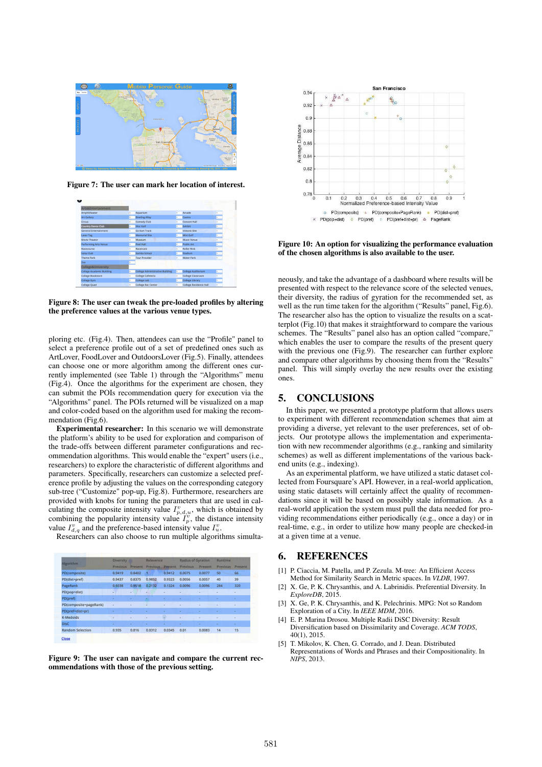Figure 7: The user can mark her location of interest.

Figure 8: The user can tweak the pre-loaded profiles by altering the preference values at the various venue types.

ploring etc. (Fig.4). Then, attendees can use the "Profile" panel to select a preference profile out of a set of predefined ones such as ArtLover, FoodLover and OutdoorsLover (Fig.5). Finally, attendees can choose one or more algorithm among the different ones currently implemented (see Table 1) through the "Algorithms" menu (Fig.4). Once the algorithms for the experiment are chosen, they can submit the POIs recommendation query for execution via the "Algorithms" panel. The POIs returned will be visualized on a map and color-coded based on the algorithm used for making the recommendation (Fig.6).

**Experimental researcher:** In this scenario we will demonstrate the platform's ability to be used for exploration and comparison of the trade-offs between different parameter configurations and recommendation algorithms. This would enable the "expert" users (i.e., researchers) to explore the characteristic of different algorithms and parameters. Specifically, researchers can customize a selected preference profile by adjusting the values on the corresponding category sub-tree ("Customize" pop-up, Fig.8). Furthermore, researchers are provided with knobs for tuning the parameters that are used in calculating the composite intensity value $I^v_{p,d,u}$, which is obtained by combining the popularity intensity value $I^v_p$, the distance intensity value $I^v_{d,q}$ and the preference-based intensity value $I^v_u$.

Researchers can also choose to run multiple algorithms simulta-

| Algorithm | Diversity | | Relevance | | Radius of Gyration | | Runtime | |
|---|---|---|---|---|---|---|---|---|
| | Previous | Present | Previous | Present | Previous | Present | Previous | Present |
| PD(composite) | 0.9419 | 0.8402 | 1 | 0.9412 | 0.0075 | 0.0077 | 50 | 66 |
| PD(dist+pref) | 0.9437 | 0.8375 | 0.9852 | 0.9323 | 0.0056 | 0.0057 | 40 | 39 |
| PageRank | 0.9338 | 0.9518 | 0.2132 | 0.1324 | 0.0096 | 0.0096 | 284 | 320 |
| PD(pop+dist) | - | - | - | - | - | - | - | - |
| PD(pref) | - | - | - | - | - | - | - | - |
| PD(composite+pageRank) | - | - | - | - | - | - | - | - |
| PD(pref+dist+pr) | - | - | - | - | - | - | - | - |
| K-Medoids | - | - | - | - | - | - | - | - |
| DisC | - | - | - | - | - | - | - | - |
| Random Selection | 0.935 | 0.816 | 0.0312 | 0.0345 | 0.01 | 0.0083 | 14 | 15 |

Close

Figure 9: The user can navigate and compare the current recommendations with those of the previous setting.

San Francisco

Average Distance

Normalized Preference-based Intensity Value

PD(composite) PD(composite+PageRank) PD(dist+pref) PD(pop+dist) PD(pref) PD(pref+dist+pr) PageRank

Figure 10: An option for visualizing the performance evaluation of the chosen algorithms is also available to the user.

neously, and take the advantage of a dashboard where results will be presented with respect to the relevance score of the selected venues, their diversity, the radius of gyration for the recommended set, as well as the run time taken for the algorithm ("Results" panel, Fig.6). The researcher also has the option to visualize the results on a scatterplot (Fig.10) that makes it straightforward to compare the various schemes. The "Results" panel also has an option called "compare," which enables the user to compare the results of the present query with the previous one (Fig.9). The researcher can further explore and compare other algorithms by choosing them from the "Results" panel. This will simply overlay the new results over the existing ones.

## 5. CONCLUSIONS

In this paper, we presented a prototype platform that allows users to experiment with different recommendation schemes that aim at providing a diverse, yet relevant to the user preferences, set of objects. Our prototype allows the implementation and experimentation with new recommender algorithms (e.g., ranking and similarity schemes) as well as different implementations of the various backend units (e.g., indexing).

As an experimental platform, we have utilized a static dataset collected from Foursquare's API. However, in a real-world application, using static datasets will certainly affect the quality of recommendations since it will be based on possibly stale information. As a real-world application the system must pull the data needed for providing recommendations either periodically (e.g., once a day) or in real-time, e.g., in order to utilize how many people are checked-in at a given time at a venue.

## 6. REFERENCES

[1] P. Ciaccia, M. Patella, and P. Zezula. M-tree: An Efficient Access Method for Similarity Search in Metric spaces. In *VLDB*, 1997.

[2] X. Ge, P. K. Chrysanthis, and A. Labrinidis. Preferential Diversity. In *ExploreDB*, 2015.

[3] X. Ge, P. K. Chrysanthis, and K. Pelechrinis. MPG: Not so Random Exploration of a City. In *IEEE MDM*, 2016.

[4] E. P. Marina Drosou. Multiple Radii DiSC Diversity: Result Diversification based on Dissimilarity and Coverage. *ACM TODS*, 40(1), 2015.

[5] T. Mikolov, K. Chen, G. Corrado, and J. Dean. Distributed Representations of Words and Phrases and their Compositionality. In *NIPS*, 2013.